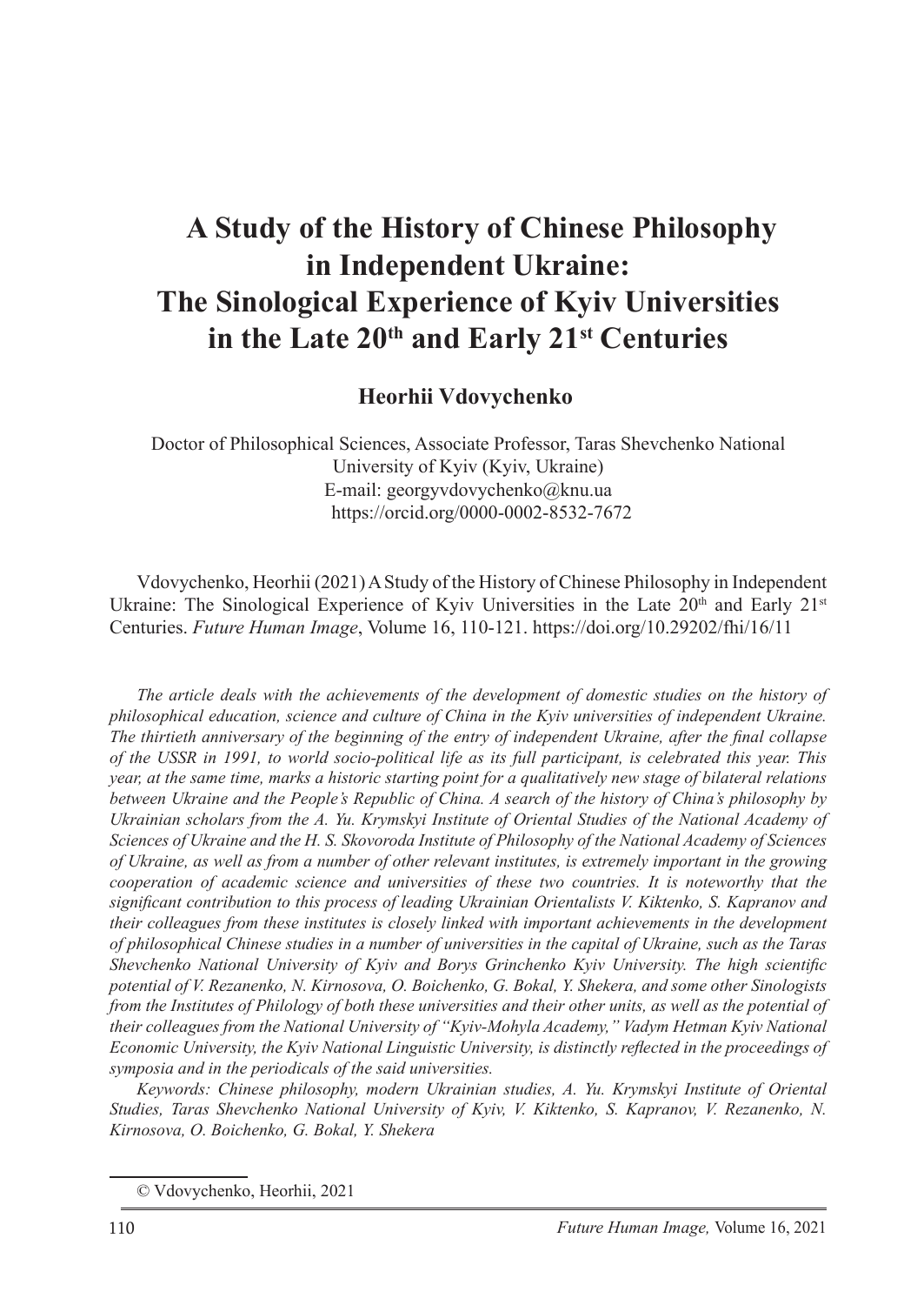# A Study of the History of Chinese Philosophy in Independent Ukraine: The Sinological Experience of Kyiv Universities in the Late 20th and Early 21st Centuries

**Heorhii Vdovychenko**

Doctor of Philosophical Sciences, Associate Professor, Taras Shevchenko National University of Kyiv (Kyiv, Ukraine)
E-mail: georgyvdovychenko@knu.ua
https://orcid.org/0000-0002-8532-7672

Vdovychenko, Heorhii (2021) A Study of the History of Chinese Philosophy in Independent Ukraine: The Sinological Experience of Kyiv Universities in the Late 20th and Early 21st Centuries. *Future Human Image*, Volume 16, 110-121. https://doi.org/10.29202/fhi/16/11

*The article deals with the achievements of the development of domestic studies on the history of philosophical education, science and culture of China in the Kyiv universities of independent Ukraine. The thirtieth anniversary of the beginning of the entry of independent Ukraine, after the final collapse of the USSR in 1991, to world socio-political life as its full participant, is celebrated this year. This year, at the same time, marks a historic starting point for a qualitatively new stage of bilateral relations between Ukraine and the People's Republic of China. A search of the history of China's philosophy by Ukrainian scholars from the A. Yu. Krymskyi Institute of Oriental Studies of the National Academy of Sciences of Ukraine and the H. S. Skovoroda Institute of Philosophy of the National Academy of Sciences of Ukraine, as well as from a number of other relevant institutes, is extremely important in the growing cooperation of academic science and universities of these two countries. It is noteworthy that the significant contribution to this process of leading Ukrainian Orientalists V. Kiktenko, S. Kapranov and their colleagues from these institutes is closely linked with important achievements in the development of philosophical Chinese studies in a number of universities in the capital of Ukraine, such as the Taras Shevchenko National University of Kyiv and Borys Grinchenko Kyiv University. The high scientific potential of V. Rezanenko, N. Kirnosova, O. Boichenko, G. Bokal, Y. Shekera, and some other Sinologists from the Institutes of Philology of both these universities and their other units, as well as the potential of their colleagues from the National University of "Kyiv-Mohyla Academy," Vadym Hetman Kyiv National Economic University, the Kyiv National Linguistic University, is distinctly reflected in the proceedings of symposia and in the periodicals of the said universities.*

*Keywords: Chinese philosophy, modern Ukrainian studies, A. Yu. Krymskyi Institute of Oriental Studies, Taras Shevchenko National University of Kyiv, V. Kiktenko, S. Kapranov, V. Rezanenko, N. Kirnosova, O. Boichenko, G. Bokal, Y. Shekera*

© Vdovychenko, Heorhii, 2021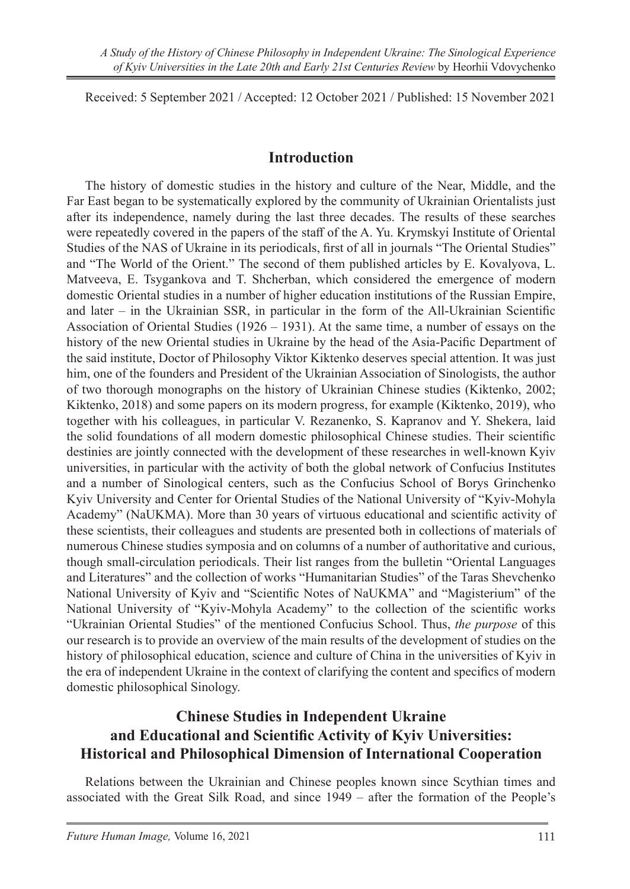Received: 5 September 2021 / Accepted: 12 October 2021 / Published: 15 November 2021

## Introduction

The history of domestic studies in the history and culture of the Near, Middle, and the Far East began to be systematically explored by the community of Ukrainian Orientalists just after its independence, namely during the last three decades. The results of these searches were repeatedly covered in the papers of the staff of the A. Yu. Krymskyi Institute of Oriental Studies of the NAS of Ukraine in its periodicals, first of all in journals "The Oriental Studies" and "The World of the Orient." The second of them published articles by E. Kovalyova, L. Matveeva, E. Tsygankova and T. Shcherban, which considered the emergence of modern domestic Oriental studies in a number of higher education institutions of the Russian Empire, and later – in the Ukrainian SSR, in particular in the form of the All-Ukrainian Scientific Association of Oriental Studies (1926 – 1931). At the same time, a number of essays on the history of the new Oriental studies in Ukraine by the head of the Asia-Pacific Department of the said institute, Doctor of Philosophy Viktor Kiktenko deserves special attention. It was just him, one of the founders and President of the Ukrainian Association of Sinologists, the author of two thorough monographs on the history of Ukrainian Chinese studies (Kiktenko, 2002; Kiktenko, 2018) and some papers on its modern progress, for example (Kiktenko, 2019), who together with his colleagues, in particular V. Rezanenko, S. Kapranov and Y. Shekera, laid the solid foundations of all modern domestic philosophical Chinese studies. Their scientific destinies are jointly connected with the development of these researches in well-known Kyiv universities, in particular with the activity of both the global network of Confucius Institutes and a number of Sinological centers, such as the Confucius School of Borys Grinchenko Kyiv University and Center for Oriental Studies of the National University of "Kyiv-Mohyla Academy" (NaUKMA). More than 30 years of virtuous educational and scientific activity of these scientists, their colleagues and students are presented both in collections of materials of numerous Chinese studies symposia and on columns of a number of authoritative and curious, though small-circulation periodicals. Their list ranges from the bulletin "Oriental Languages and Literatures" and the collection of works "Humanitarian Studies" of the Taras Shevchenko National University of Kyiv and "Scientific Notes of NaUKMA" and "Magisterium" of the National University of "Kyiv-Mohyla Academy" to the collection of the scientific works "Ukrainian Oriental Studies" of the mentioned Confucius School. Thus, *the purpose* of this our research is to provide an overview of the main results of the development of studies on the history of philosophical education, science and culture of China in the universities of Kyiv in the era of independent Ukraine in the context of clarifying the content and specifics of modern domestic philosophical Sinology.

## Chinese Studies in Independent Ukraine and Educational and Scientific Activity of Kyiv Universities: Historical and Philosophical Dimension of International Cooperation

Relations between the Ukrainian and Chinese peoples known since Scythian times and associated with the Great Silk Road, and since 1949 – after the formation of the People's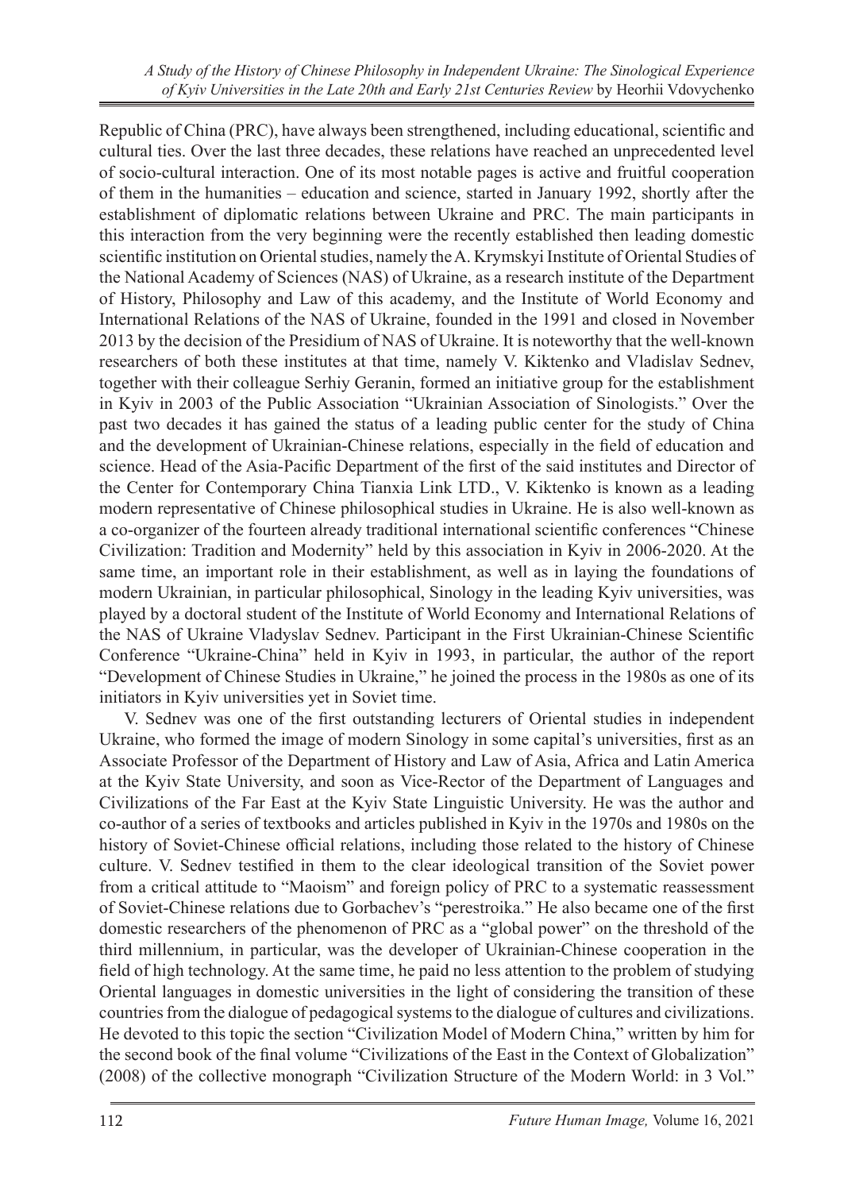Republic of China (PRC), have always been strengthened, including educational, scientific and cultural ties. Over the last three decades, these relations have reached an unprecedented level of socio-cultural interaction. One of its most notable pages is active and fruitful cooperation of them in the humanities – education and science, started in January 1992, shortly after the establishment of diplomatic relations between Ukraine and PRC. The main participants in this interaction from the very beginning were the recently established then leading domestic scientific institution on Oriental studies, namely the A. Krymskyi Institute of Oriental Studies of the National Academy of Sciences (NAS) of Ukraine, as a research institute of the Department of History, Philosophy and Law of this academy, and the Institute of World Economy and International Relations of the NAS of Ukraine, founded in the 1991 and closed in November 2013 by the decision of the Presidium of NAS of Ukraine. It is noteworthy that the well-known researchers of both these institutes at that time, namely V. Kiktenko and Vladislav Sednev, together with their colleague Serhiy Geranin, formed an initiative group for the establishment in Kyiv in 2003 of the Public Association "Ukrainian Association of Sinologists." Over the past two decades it has gained the status of a leading public center for the study of China and the development of Ukrainian-Chinese relations, especially in the field of education and science. Head of the Asia-Pacific Department of the first of the said institutes and Director of the Center for Contemporary China Tianxia Link LTD., V. Kiktenko is known as a leading modern representative of Chinese philosophical studies in Ukraine. He is also well-known as a co-organizer of the fourteen already traditional international scientific conferences "Chinese Civilization: Tradition and Modernity" held by this association in Kyiv in 2006-2020. At the same time, an important role in their establishment, as well as in laying the foundations of modern Ukrainian, in particular philosophical, Sinology in the leading Kyiv universities, was played by a doctoral student of the Institute of World Economy and International Relations of the NAS of Ukraine Vladyslav Sednev. Participant in the First Ukrainian-Chinese Scientific Conference "Ukraine-China" held in Kyiv in 1993, in particular, the author of the report "Development of Chinese Studies in Ukraine," he joined the process in the 1980s as one of its initiators in Kyiv universities yet in Soviet time.

V. Sednev was one of the first outstanding lecturers of Oriental studies in independent Ukraine, who formed the image of modern Sinology in some capital's universities, first as an Associate Professor of the Department of History and Law of Asia, Africa and Latin America at the Kyiv State University, and soon as Vice-Rector of the Department of Languages and Civilizations of the Far East at the Kyiv State Linguistic University. He was the author and co-author of a series of textbooks and articles published in Kyiv in the 1970s and 1980s on the history of Soviet-Chinese official relations, including those related to the history of Chinese culture. V. Sednev testified in them to the clear ideological transition of the Soviet power from a critical attitude to "Maoism" and foreign policy of PRC to a systematic reassessment of Soviet-Chinese relations due to Gorbachev's "perestroika." He also became one of the first domestic researchers of the phenomenon of PRC as a "global power" on the threshold of the third millennium, in particular, was the developer of Ukrainian-Chinese cooperation in the field of high technology. At the same time, he paid no less attention to the problem of studying Oriental languages in domestic universities in the light of considering the transition of these countries from the dialogue of pedagogical systems to the dialogue of cultures and civilizations. He devoted to this topic the section "Civilization Model of Modern China," written by him for the second book of the final volume "Civilizations of the East in the Context of Globalization" (2008) of the collective monograph "Civilization Structure of the Modern World: in 3 Vol."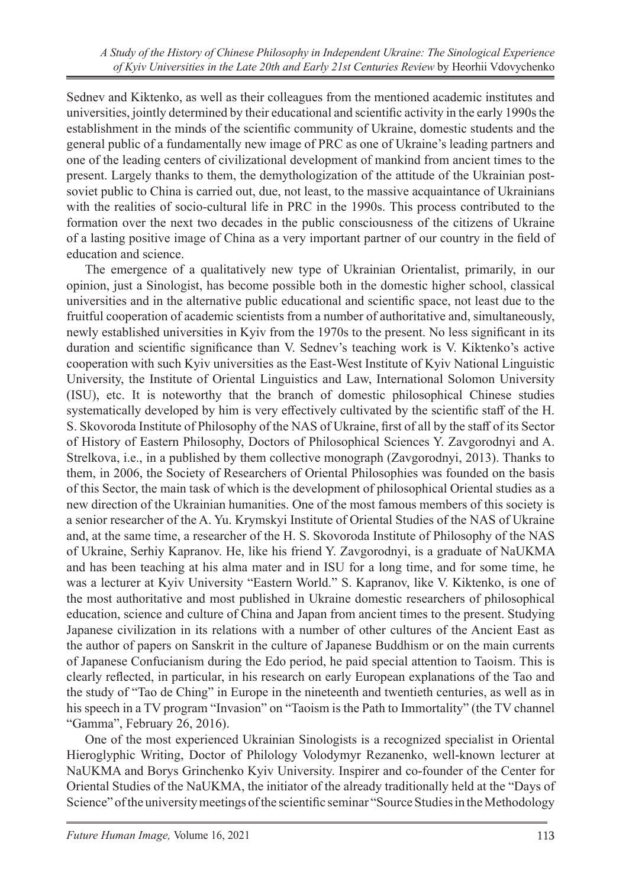Sednev and Kiktenko, as well as their colleagues from the mentioned academic institutes and universities, jointly determined by their educational and scientific activity in the early 1990s the establishment in the minds of the scientific community of Ukraine, domestic students and the general public of a fundamentally new image of PRC as one of Ukraine's leading partners and one of the leading centers of civilizational development of mankind from ancient times to the present. Largely thanks to them, the demythologization of the attitude of the Ukrainian post-soviet public to China is carried out, due, not least, to the massive acquaintance of Ukrainians with the realities of socio-cultural life in PRC in the 1990s. This process contributed to the formation over the next two decades in the public consciousness of the citizens of Ukraine of a lasting positive image of China as a very important partner of our country in the field of education and science.

The emergence of a qualitatively new type of Ukrainian Orientalist, primarily, in our opinion, just a Sinologist, has become possible both in the domestic higher school, classical universities and in the alternative public educational and scientific space, not least due to the fruitful cooperation of academic scientists from a number of authoritative and, simultaneously, newly established universities in Kyiv from the 1970s to the present. No less significant in its duration and scientific significance than V. Sednev's teaching work is V. Kiktenko's active cooperation with such Kyiv universities as the East-West Institute of Kyiv National Linguistic University, the Institute of Oriental Linguistics and Law, International Solomon University (ISU), etc. It is noteworthy that the branch of domestic philosophical Chinese studies systematically developed by him is very effectively cultivated by the scientific staff of the H. S. Skovoroda Institute of Philosophy of the NAS of Ukraine, first of all by the staff of its Sector of History of Eastern Philosophy, Doctors of Philosophical Sciences Y. Zavgorodnyi and A. Strelkova, i.e., in a published by them collective monograph (Zavgorodnyi, 2013). Thanks to them, in 2006, the Society of Researchers of Oriental Philosophies was founded on the basis of this Sector, the main task of which is the development of philosophical Oriental studies as a new direction of the Ukrainian humanities. One of the most famous members of this society is a senior researcher of the A. Yu. Krymskyi Institute of Oriental Studies of the NAS of Ukraine and, at the same time, a researcher of the H. S. Skovoroda Institute of Philosophy of the NAS of Ukraine, Serhiy Kapranov. He, like his friend Y. Zavgorodnyi, is a graduate of NaUKMA and has been teaching at his alma mater and in ISU for a long time, and for some time, he was a lecturer at Kyiv University "Eastern World." S. Kapranov, like V. Kiktenko, is one of the most authoritative and most published in Ukraine domestic researchers of philosophical education, science and culture of China and Japan from ancient times to the present. Studying Japanese civilization in its relations with a number of other cultures of the Ancient East as the author of papers on Sanskrit in the culture of Japanese Buddhism or on the main currents of Japanese Confucianism during the Edo period, he paid special attention to Taoism. This is clearly reflected, in particular, in his research on early European explanations of the Tao and the study of "Tao de Ching" in Europe in the nineteenth and twentieth centuries, as well as in his speech in a TV program "Invasion" on "Taoism is the Path to Immortality" (the TV channel "Gamma", February 26, 2016).

One of the most experienced Ukrainian Sinologists is a recognized specialist in Oriental Hieroglyphic Writing, Doctor of Philology Volodymyr Rezanenko, well-known lecturer at NaUKMA and Borys Grinchenko Kyiv University. Inspirer and co-founder of the Center for Oriental Studies of the NaUKMA, the initiator of the already traditionally held at the "Days of Science" of the university meetings of the scientific seminar "Source Studies in the Methodology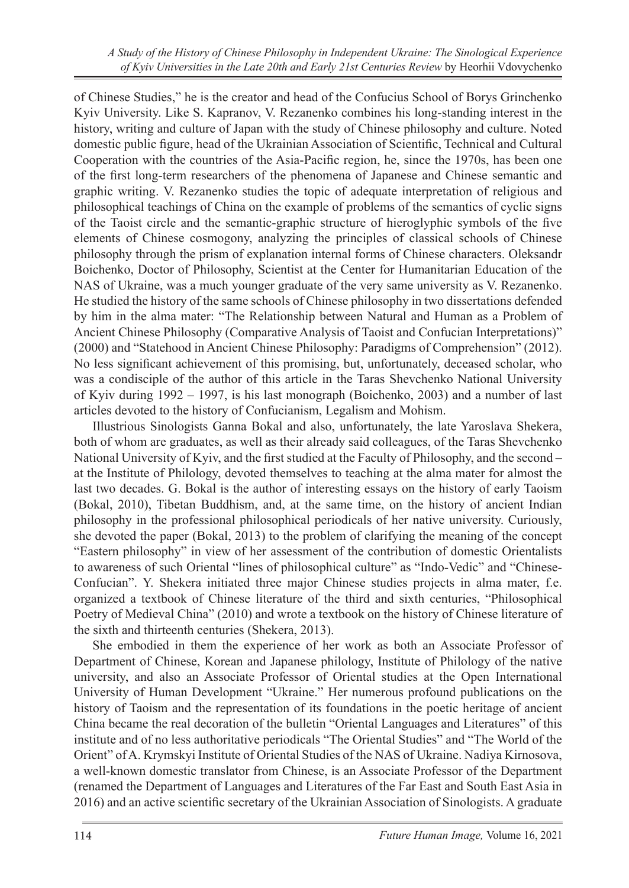of Chinese Studies," he is the creator and head of the Confucius School of Borys Grinchenko Kyiv University. Like S. Kapranov, V. Rezanenko combines his long-standing interest in the history, writing and culture of Japan with the study of Chinese philosophy and culture. Noted domestic public figure, head of the Ukrainian Association of Scientific, Technical and Cultural Cooperation with the countries of the Asia-Pacific region, he, since the 1970s, has been one of the first long-term researchers of the phenomena of Japanese and Chinese semantic and graphic writing. V. Rezanenko studies the topic of adequate interpretation of religious and philosophical teachings of China on the example of problems of the semantics of cyclic signs of the Taoist circle and the semantic-graphic structure of hieroglyphic symbols of the five elements of Chinese cosmogony, analyzing the principles of classical schools of Chinese philosophy through the prism of explanation internal forms of Chinese characters. Oleksandr Boichenko, Doctor of Philosophy, Scientist at the Center for Humanitarian Education of the NAS of Ukraine, was a much younger graduate of the very same university as V. Rezanenko. He studied the history of the same schools of Chinese philosophy in two dissertations defended by him in the alma mater: "The Relationship between Natural and Human as a Problem of Ancient Chinese Philosophy (Comparative Analysis of Taoist and Confucian Interpretations)" (2000) and "Statehood in Ancient Chinese Philosophy: Paradigms of Comprehension" (2012). No less significant achievement of this promising, but, unfortunately, deceased scholar, who was a condisciple of the author of this article in the Taras Shevchenko National University of Kyiv during 1992 – 1997, is his last monograph (Boichenko, 2003) and a number of last articles devoted to the history of Confucianism, Legalism and Mohism.

Illustrious Sinologists Ganna Bokal and also, unfortunately, the late Yaroslava Shekera, both of whom are graduates, as well as their already said colleagues, of the Taras Shevchenko National University of Kyiv, and the first studied at the Faculty of Philosophy, and the second – at the Institute of Philology, devoted themselves to teaching at the alma mater for almost the last two decades. G. Bokal is the author of interesting essays on the history of early Taoism (Bokal, 2010), Tibetan Buddhism, and, at the same time, on the history of ancient Indian philosophy in the professional philosophical periodicals of her native university. Curiously, she devoted the paper (Bokal, 2013) to the problem of clarifying the meaning of the concept "Eastern philosophy" in view of her assessment of the contribution of domestic Orientalists to awareness of such Oriental "lines of philosophical culture" as "Indo-Vedic" and "Chinese-Confucian". Y. Shekera initiated three major Chinese studies projects in alma mater, f.e. organized a textbook of Chinese literature of the third and sixth centuries, "Philosophical Poetry of Medieval China" (2010) and wrote a textbook on the history of Chinese literature of the sixth and thirteenth centuries (Shekera, 2013).

She embodied in them the experience of her work as both an Associate Professor of Department of Chinese, Korean and Japanese philology, Institute of Philology of the native university, and also an Associate Professor of Oriental studies at the Open International University of Human Development "Ukraine." Her numerous profound publications on the history of Taoism and the representation of its foundations in the poetic heritage of ancient China became the real decoration of the bulletin "Oriental Languages and Literatures" of this institute and of no less authoritative periodicals "The Oriental Studies" and "The World of the Orient" of A. Krymskyi Institute of Oriental Studies of the NAS of Ukraine. Nadiya Kirnosova, a well-known domestic translator from Chinese, is an Associate Professor of the Department (renamed the Department of Languages and Literatures of the Far East and South East Asia in 2016) and an active scientific secretary of the Ukrainian Association of Sinologists. A graduate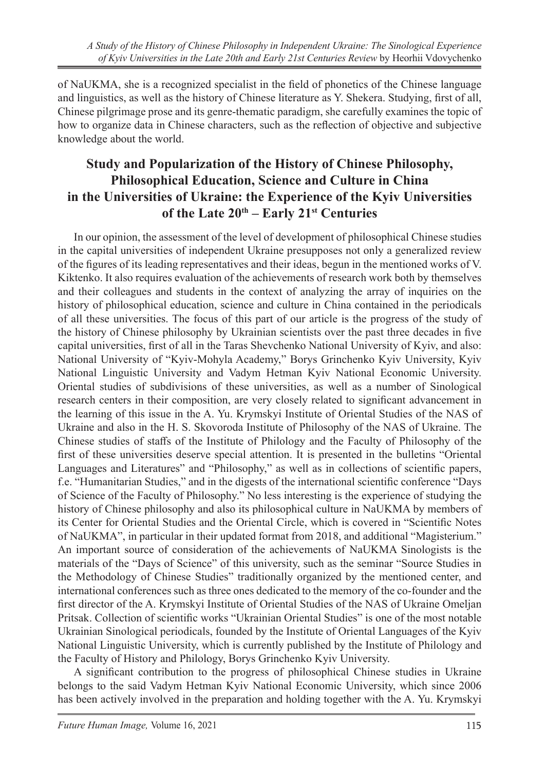of NaUKMA, she is a recognized specialist in the field of phonetics of the Chinese language and linguistics, as well as the history of Chinese literature as Y. Shekera. Studying, first of all, Chinese pilgrimage prose and its genre-thematic paradigm, she carefully examines the topic of how to organize data in Chinese characters, such as the reflection of objective and subjective knowledge about the world.

## Study and Popularization of the History of Chinese Philosophy, Philosophical Education, Science and Culture in China in the Universities of Ukraine: the Experience of the Kyiv Universities of the Late 20th – Early 21st Centuries

In our opinion, the assessment of the level of development of philosophical Chinese studies in the capital universities of independent Ukraine presupposes not only a generalized review of the figures of its leading representatives and their ideas, begun in the mentioned works of V. Kiktenko. It also requires evaluation of the achievements of research work both by themselves and their colleagues and students in the context of analyzing the array of inquiries on the history of philosophical education, science and culture in China contained in the periodicals of all these universities. The focus of this part of our article is the progress of the study of the history of Chinese philosophy by Ukrainian scientists over the past three decades in five capital universities, first of all in the Taras Shevchenko National University of Kyiv, and also: National University of "Kyiv-Mohyla Academy," Borys Grinchenko Kyiv University, Kyiv National Linguistic University and Vadym Hetman Kyiv National Economic University. Oriental studies of subdivisions of these universities, as well as a number of Sinological research centers in their composition, are very closely related to significant advancement in the learning of this issue in the A. Yu. Krymskyi Institute of Oriental Studies of the NAS of Ukraine and also in the H. S. Skovoroda Institute of Philosophy of the NAS of Ukraine. The Chinese studies of staffs of the Institute of Philology and the Faculty of Philosophy of the first of these universities deserve special attention. It is presented in the bulletins "Oriental Languages and Literatures" and "Philosophy," as well as in collections of scientific papers, f.e. "Humanitarian Studies," and in the digests of the international scientific conference "Days of Science of the Faculty of Philosophy." No less interesting is the experience of studying the history of Chinese philosophy and also its philosophical culture in NaUKMA by members of its Center for Oriental Studies and the Oriental Circle, which is covered in "Scientific Notes of NaUKMA", in particular in their updated format from 2018, and additional "Magisterium." An important source of consideration of the achievements of NaUKMA Sinologists is the materials of the "Days of Science" of this university, such as the seminar "Source Studies in the Methodology of Chinese Studies" traditionally organized by the mentioned center, and international conferences such as three ones dedicated to the memory of the co-founder and the first director of the A. Krymskyi Institute of Oriental Studies of the NAS of Ukraine Omeljan Pritsak. Collection of scientific works "Ukrainian Oriental Studies" is one of the most notable Ukrainian Sinological periodicals, founded by the Institute of Oriental Languages of the Kyiv National Linguistic University, which is currently published by the Institute of Philology and the Faculty of History and Philology, Borys Grinchenko Kyiv University.

A significant contribution to the progress of philosophical Chinese studies in Ukraine belongs to the said Vadym Hetman Kyiv National Economic University, which since 2006 has been actively involved in the preparation and holding together with the A. Yu. Krymskyi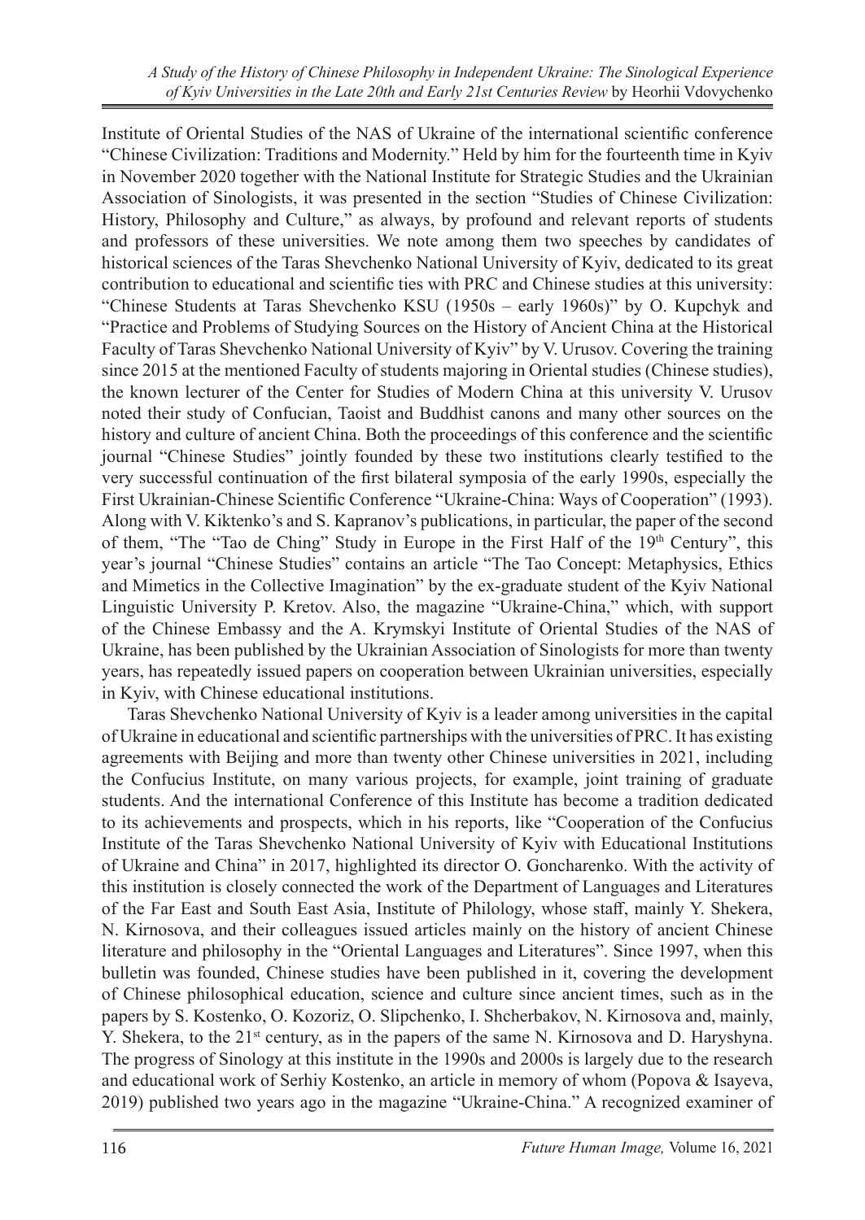Institute of Oriental Studies of the NAS of Ukraine of the international scientific conference "Chinese Civilization: Traditions and Modernity." Held by him for the fourteenth time in Kyiv in November 2020 together with the National Institute for Strategic Studies and the Ukrainian Association of Sinologists, it was presented in the section "Studies of Chinese Civilization: History, Philosophy and Culture," as always, by profound and relevant reports of students and professors of these universities. We note among them two speeches by candidates of historical sciences of the Taras Shevchenko National University of Kyiv, dedicated to its great contribution to educational and scientific ties with PRC and Chinese studies at this university: "Chinese Students at Taras Shevchenko KSU (1950s – early 1960s)" by O. Kupchyk and "Practice and Problems of Studying Sources on the History of Ancient China at the Historical Faculty of Taras Shevchenko National University of Kyiv" by V. Urusov. Covering the training since 2015 at the mentioned Faculty of students majoring in Oriental studies (Chinese studies), the known lecturer of the Center for Studies of Modern China at this university V. Urusov noted their study of Confucian, Taoist and Buddhist canons and many other sources on the history and culture of ancient China. Both the proceedings of this conference and the scientific journal "Chinese Studies" jointly founded by these two institutions clearly testified to the very successful continuation of the first bilateral symposia of the early 1990s, especially the First Ukrainian-Chinese Scientific Conference "Ukraine-China: Ways of Cooperation" (1993). Along with V. Kiktenko's and S. Kapranov's publications, in particular, the paper of the second of them, "The "Tao de Ching" Study in Europe in the First Half of the 19th Century", this year's journal "Chinese Studies" contains an article "The Tao Concept: Metaphysics, Ethics and Mimetics in the Collective Imagination" by the ex-graduate student of the Kyiv National Linguistic University P. Kretov. Also, the magazine "Ukraine-China," which, with support of the Chinese Embassy and the A. Krymskyi Institute of Oriental Studies of the NAS of Ukraine, has been published by the Ukrainian Association of Sinologists for more than twenty years, has repeatedly issued papers on cooperation between Ukrainian universities, especially in Kyiv, with Chinese educational institutions.

Taras Shevchenko National University of Kyiv is a leader among universities in the capital of Ukraine in educational and scientific partnerships with the universities of PRC. It has existing agreements with Beijing and more than twenty other Chinese universities in 2021, including the Confucius Institute, on many various projects, for example, joint training of graduate students. And the international Conference of this Institute has become a tradition dedicated to its achievements and prospects, which in his reports, like "Cooperation of the Confucius Institute of the Taras Shevchenko National University of Kyiv with Educational Institutions of Ukraine and China" in 2017, highlighted its director O. Goncharenko. With the activity of this institution is closely connected the work of the Department of Languages and Literatures of the Far East and South East Asia, Institute of Philology, whose staff, mainly Y. Shekera, N. Kirnosova, and their colleagues issued articles mainly on the history of ancient Chinese literature and philosophy in the "Oriental Languages and Literatures". Since 1997, when this bulletin was founded, Chinese studies have been published in it, covering the development of Chinese philosophical education, science and culture since ancient times, such as in the papers by S. Kostenko, O. Kozoriz, O. Slipchenko, I. Shcherbakov, N. Kirnosova and, mainly, Y. Shekera, to the 21st century, as in the papers of the same N. Kirnosova and D. Haryshyna. The progress of Sinology at this institute in the 1990s and 2000s is largely due to the research and educational work of Serhiy Kostenko, an article in memory of whom (Popova & Isayeva, 2019) published two years ago in the magazine "Ukraine-China." A recognized examiner of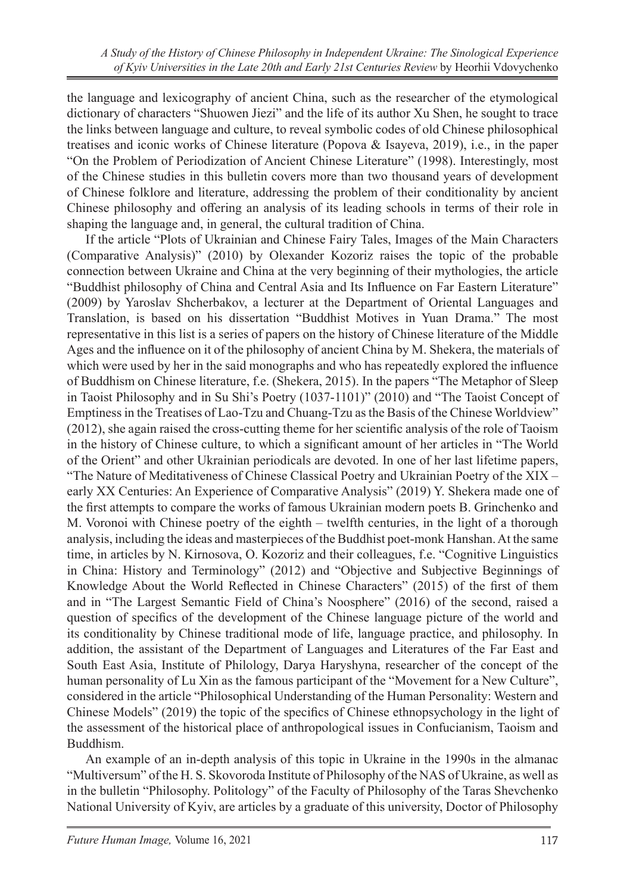the language and lexicography of ancient China, such as the researcher of the etymological dictionary of characters "Shuowen Jiezi" and the life of its author Xu Shen, he sought to trace the links between language and culture, to reveal symbolic codes of old Chinese philosophical treatises and iconic works of Chinese literature (Popova & Isayeva, 2019), i.e., in the paper "On the Problem of Periodization of Ancient Chinese Literature" (1998). Interestingly, most of the Chinese studies in this bulletin covers more than two thousand years of development of Chinese folklore and literature, addressing the problem of their conditionality by ancient Chinese philosophy and offering an analysis of its leading schools in terms of their role in shaping the language and, in general, the cultural tradition of China.

If the article "Plots of Ukrainian and Chinese Fairy Tales, Images of the Main Characters (Comparative Analysis)" (2010) by Olexander Kozoriz raises the topic of the probable connection between Ukraine and China at the very beginning of their mythologies, the article "Buddhist philosophy of China and Central Asia and Its Influence on Far Eastern Literature" (2009) by Yaroslav Shcherbakov, a lecturer at the Department of Oriental Languages and Translation, is based on his dissertation "Buddhist Motives in Yuan Drama." The most representative in this list is a series of papers on the history of Chinese literature of the Middle Ages and the influence on it of the philosophy of ancient China by M. Shekera, the materials of which were used by her in the said monographs and who has repeatedly explored the influence of Buddhism on Chinese literature, f.e. (Shekera, 2015). In the papers "The Metaphor of Sleep in Taoist Philosophy and in Su Shi's Poetry (1037-1101)" (2010) and "The Taoist Concept of Emptiness in the Treatises of Lao-Tzu and Chuang-Tzu as the Basis of the Chinese Worldview" (2012), she again raised the cross-cutting theme for her scientific analysis of the role of Taoism in the history of Chinese culture, to which a significant amount of her articles in "The World of the Orient" and other Ukrainian periodicals are devoted. In one of her last lifetime papers, "The Nature of Meditativeness of Chinese Classical Poetry and Ukrainian Poetry of the XIX – early XX Centuries: An Experience of Comparative Analysis" (2019) Y. Shekera made one of the first attempts to compare the works of famous Ukrainian modern poets B. Grinchenko and M. Voronoi with Chinese poetry of the eighth – twelfth centuries, in the light of a thorough analysis, including the ideas and masterpieces of the Buddhist poet-monk Hanshan. At the same time, in articles by N. Kirnosova, O. Kozoriz and their colleagues, f.e. "Cognitive Linguistics in China: History and Terminology" (2012) and "Objective and Subjective Beginnings of Knowledge About the World Reflected in Chinese Characters" (2015) of the first of them and in "The Largest Semantic Field of China's Noosphere" (2016) of the second, raised a question of specifics of the development of the Chinese language picture of the world and its conditionality by Chinese traditional mode of life, language practice, and philosophy. In addition, the assistant of the Department of Languages and Literatures of the Far East and South East Asia, Institute of Philology, Darya Haryshyna, researcher of the concept of the human personality of Lu Xin as the famous participant of the "Movement for a New Culture", considered in the article "Philosophical Understanding of the Human Personality: Western and Chinese Models" (2019) the topic of the specifics of Chinese ethnopsychology in the light of the assessment of the historical place of anthropological issues in Confucianism, Taoism and Buddhism.

An example of an in-depth analysis of this topic in Ukraine in the 1990s in the almanac "Multiversum" of the H. S. Skovoroda Institute of Philosophy of the NAS of Ukraine, as well as in the bulletin "Philosophy. Politology" of the Faculty of Philosophy of the Taras Shevchenko National University of Kyiv, are articles by a graduate of this university, Doctor of Philosophy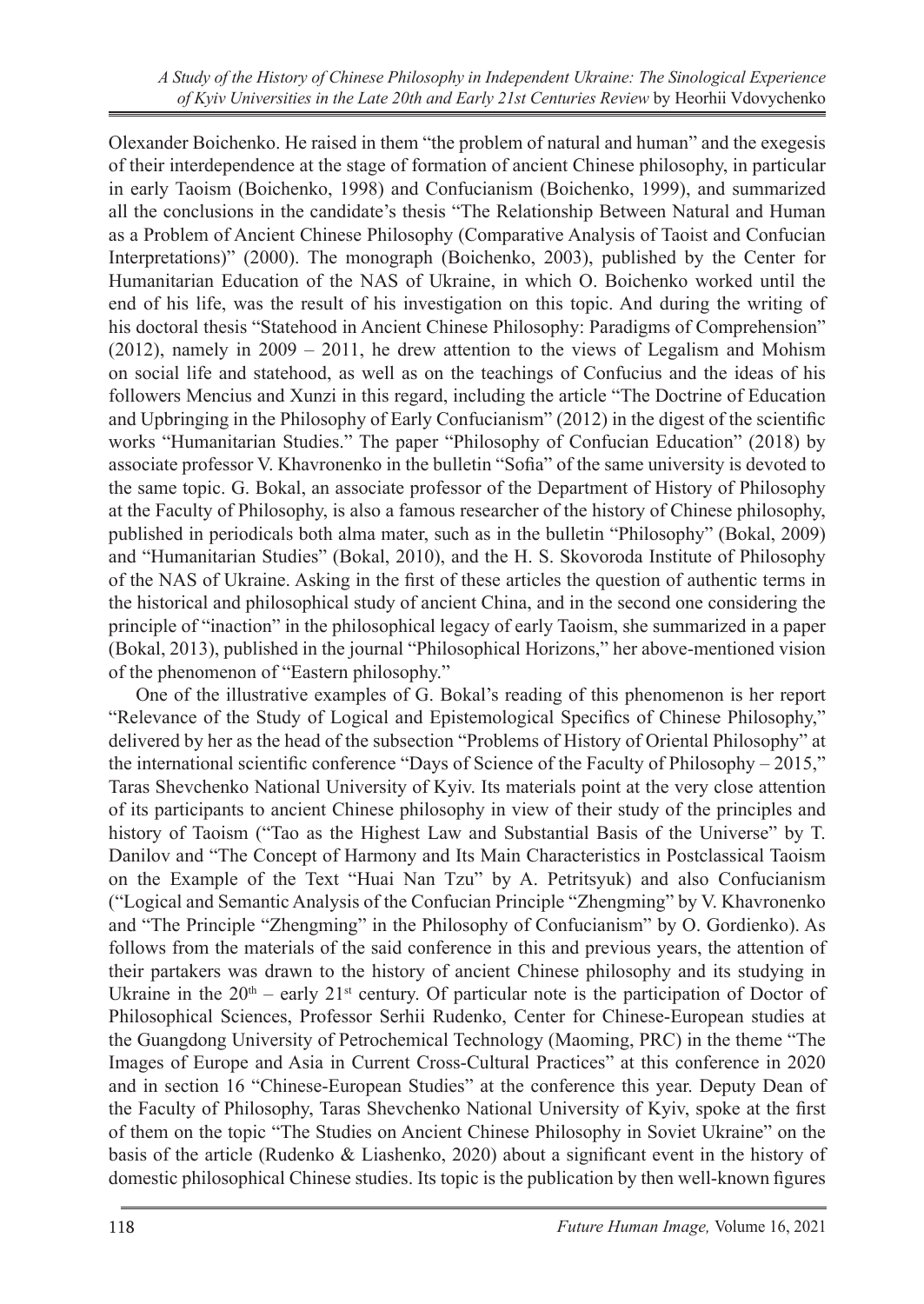Olexander Boichenko. He raised in them "the problem of natural and human" and the exegesis of their interdependence at the stage of formation of ancient Chinese philosophy, in particular in early Taoism (Boichenko, 1998) and Confucianism (Boichenko, 1999), and summarized all the conclusions in the candidate's thesis "The Relationship Between Natural and Human as a Problem of Ancient Chinese Philosophy (Comparative Analysis of Taoist and Confucian Interpretations)" (2000). The monograph (Boichenko, 2003), published by the Center for Humanitarian Education of the NAS of Ukraine, in which O. Boichenko worked until the end of his life, was the result of his investigation on this topic. And during the writing of his doctoral thesis "Statehood in Ancient Chinese Philosophy: Paradigms of Comprehension" (2012), namely in 2009 – 2011, he drew attention to the views of Legalism and Mohism on social life and statehood, as well as on the teachings of Confucius and the ideas of his followers Mencius and Xunzi in this regard, including the article "The Doctrine of Education and Upbringing in the Philosophy of Early Confucianism" (2012) in the digest of the scientific works "Humanitarian Studies." The paper "Philosophy of Confucian Education" (2018) by associate professor V. Khavronenko in the bulletin "Sofia" of the same university is devoted to the same topic. G. Bokal, an associate professor of the Department of History of Philosophy at the Faculty of Philosophy, is also a famous researcher of the history of Chinese philosophy, published in periodicals both alma mater, such as in the bulletin "Philosophy" (Bokal, 2009) and "Humanitarian Studies" (Bokal, 2010), and the H. S. Skovoroda Institute of Philosophy of the NAS of Ukraine. Asking in the first of these articles the question of authentic terms in the historical and philosophical study of ancient China, and in the second one considering the principle of "inaction" in the philosophical legacy of early Taoism, she summarized in a paper (Bokal, 2013), published in the journal "Philosophical Horizons," her above-mentioned vision of the phenomenon of "Eastern philosophy."

One of the illustrative examples of G. Bokal's reading of this phenomenon is her report "Relevance of the Study of Logical and Epistemological Specifics of Chinese Philosophy," delivered by her as the head of the subsection "Problems of History of Oriental Philosophy" at the international scientific conference "Days of Science of the Faculty of Philosophy – 2015," Taras Shevchenko National University of Kyiv. Its materials point at the very close attention of its participants to ancient Chinese philosophy in view of their study of the principles and history of Taoism ("Tao as the Highest Law and Substantial Basis of the Universe" by T. Danilov and "The Concept of Harmony and Its Main Characteristics in Postclassical Taoism on the Example of the Text "Huai Nan Tzu" by A. Petritsyuk) and also Confucianism ("Logical and Semantic Analysis of the Confucian Principle "Zhengming" by V. Khavronenko and "The Principle "Zhengming" in the Philosophy of Confucianism" by O. Gordienko). As follows from the materials of the said conference in this and previous years, the attention of their partakers was drawn to the history of ancient Chinese philosophy and its studying in Ukraine in the 20th – early 21st century. Of particular note is the participation of Doctor of Philosophical Sciences, Professor Serhii Rudenko, Center for Chinese-European studies at the Guangdong University of Petrochemical Technology (Maoming, PRC) in the theme "The Images of Europe and Asia in Current Cross-Cultural Practices" at this conference in 2020 and in section 16 "Chinese-European Studies" at the conference this year. Deputy Dean of the Faculty of Philosophy, Taras Shevchenko National University of Kyiv, spoke at the first of them on the topic "The Studies on Ancient Chinese Philosophy in Soviet Ukraine" on the basis of the article (Rudenko & Liashenko, 2020) about a significant event in the history of domestic philosophical Chinese studies. Its topic is the publication by then well-known figures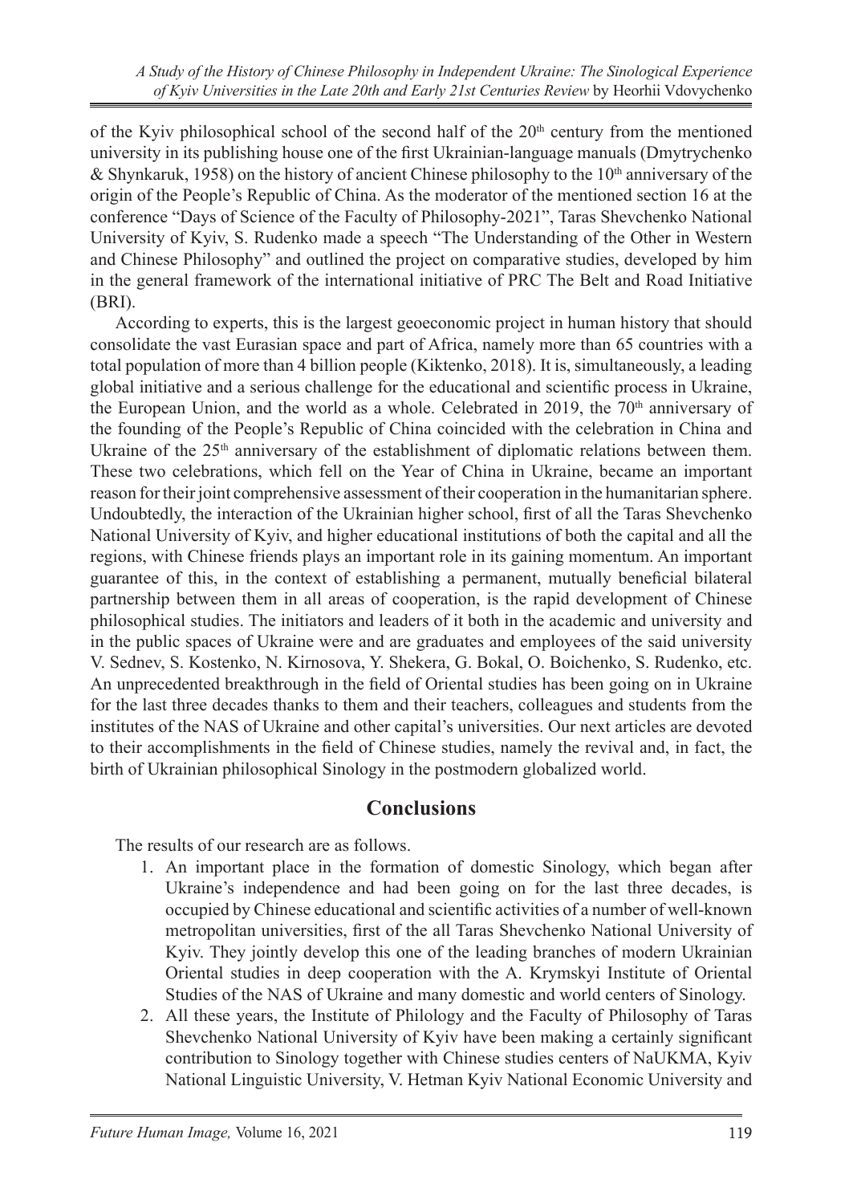of the Kyiv philosophical school of the second half of the 20th century from the mentioned university in its publishing house one of the first Ukrainian-language manuals (Dmytrychenko & Shynkaruk, 1958) on the history of ancient Chinese philosophy to the 10th anniversary of the origin of the People's Republic of China. As the moderator of the mentioned section 16 at the conference "Days of Science of the Faculty of Philosophy-2021", Taras Shevchenko National University of Kyiv, S. Rudenko made a speech "The Understanding of the Other in Western and Chinese Philosophy" and outlined the project on comparative studies, developed by him in the general framework of the international initiative of PRC The Belt and Road Initiative (BRI).

According to experts, this is the largest geoeconomic project in human history that should consolidate the vast Eurasian space and part of Africa, namely more than 65 countries with a total population of more than 4 billion people (Kiktenko, 2018). It is, simultaneously, a leading global initiative and a serious challenge for the educational and scientific process in Ukraine, the European Union, and the world as a whole. Celebrated in 2019, the 70th anniversary of the founding of the People's Republic of China coincided with the celebration in China and Ukraine of the 25th anniversary of the establishment of diplomatic relations between them. These two celebrations, which fell on the Year of China in Ukraine, became an important reason for their joint comprehensive assessment of their cooperation in the humanitarian sphere. Undoubtedly, the interaction of the Ukrainian higher school, first of all the Taras Shevchenko National University of Kyiv, and higher educational institutions of both the capital and all the regions, with Chinese friends plays an important role in its gaining momentum. An important guarantee of this, in the context of establishing a permanent, mutually beneficial bilateral partnership between them in all areas of cooperation, is the rapid development of Chinese philosophical studies. The initiators and leaders of it both in the academic and university and in the public spaces of Ukraine were and are graduates and employees of the said university V. Sednev, S. Kostenko, N. Kirnosova, Y. Shekera, G. Bokal, O. Boichenko, S. Rudenko, etc. An unprecedented breakthrough in the field of Oriental studies has been going on in Ukraine for the last three decades thanks to them and their teachers, colleagues and students from the institutes of the NAS of Ukraine and other capital's universities. Our next articles are devoted to their accomplishments in the field of Chinese studies, namely the revival and, in fact, the birth of Ukrainian philosophical Sinology in the postmodern globalized world.

## Conclusions

The results of our research are as follows.

1. An important place in the formation of domestic Sinology, which began after Ukraine's independence and had been going on for the last three decades, is occupied by Chinese educational and scientific activities of a number of well-known metropolitan universities, first of the all Taras Shevchenko National University of Kyiv. They jointly develop this one of the leading branches of modern Ukrainian Oriental studies in deep cooperation with the A. Krymskyi Institute of Oriental Studies of the NAS of Ukraine and many domestic and world centers of Sinology.
2. All these years, the Institute of Philology and the Faculty of Philosophy of Taras Shevchenko National University of Kyiv have been making a certainly significant contribution to Sinology together with Chinese studies centers of NaUKMA, Kyiv National Linguistic University, V. Hetman Kyiv National Economic University and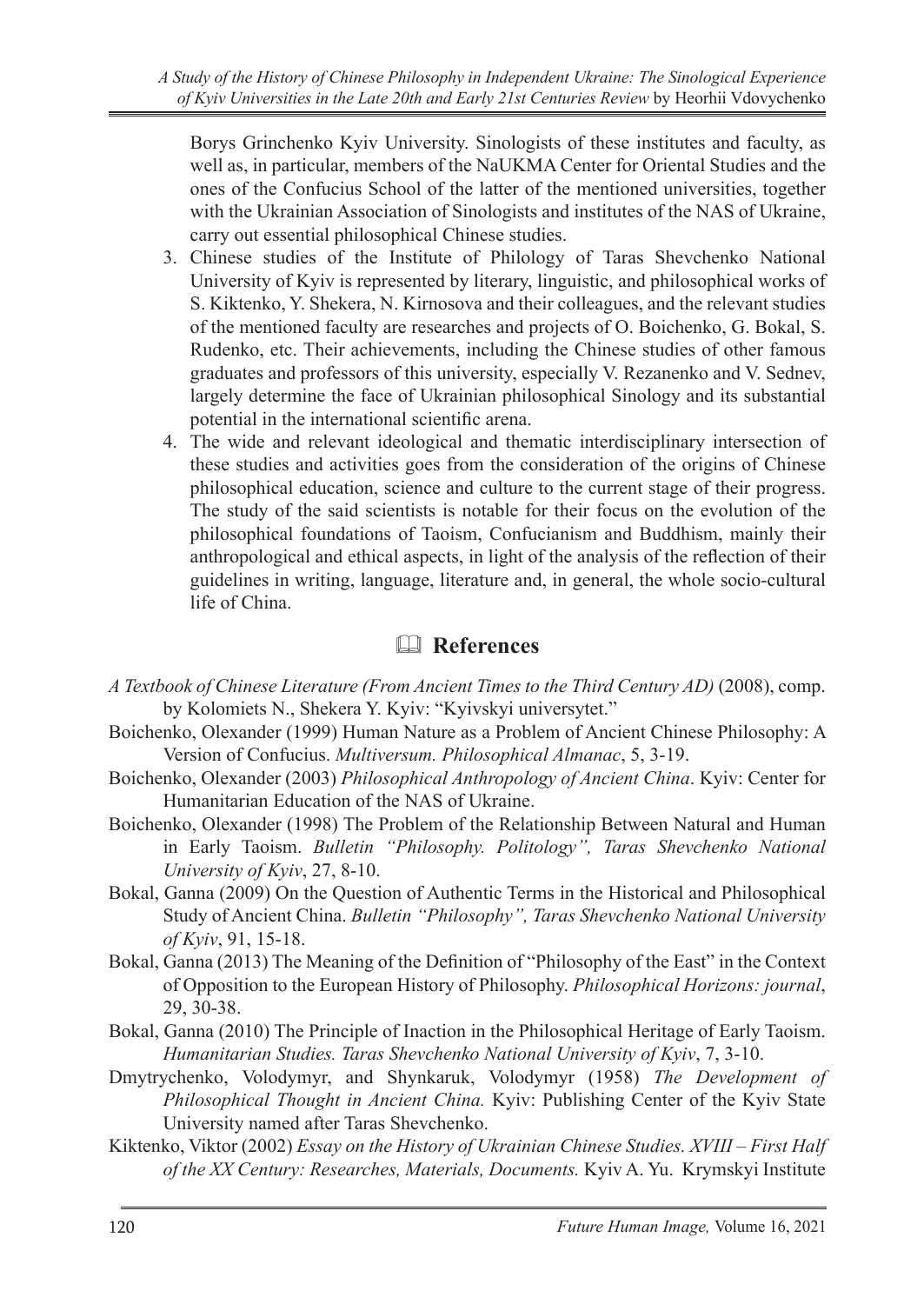Borys Grinchenko Kyiv University. Sinologists of these institutes and faculty, as well as, in particular, members of the NaUKMA Center for Oriental Studies and the ones of the Confucius School of the latter of the mentioned universities, together with the Ukrainian Association of Sinologists and institutes of the NAS of Ukraine, carry out essential philosophical Chinese studies.

3. Chinese studies of the Institute of Philology of Taras Shevchenko National University of Kyiv is represented by literary, linguistic, and philosophical works of S. Kiktenko, Y. Shekera, N. Kirnosova and their colleagues, and the relevant studies of the mentioned faculty are researches and projects of O. Boichenko, G. Bokal, S. Rudenko, etc. Their achievements, including the Chinese studies of other famous graduates and professors of this university, especially V. Rezanenko and V. Sednev, largely determine the face of Ukrainian philosophical Sinology and its substantial potential in the international scientific arena.
4. The wide and relevant ideological and thematic interdisciplinary intersection of these studies and activities goes from the consideration of the origins of Chinese philosophical education, science and culture to the current stage of their progress. The study of the said scientists is notable for their focus on the evolution of the philosophical foundations of Taoism, Confucianism and Buddhism, mainly their anthropological and ethical aspects, in light of the analysis of the reflection of their guidelines in writing, language, literature and, in general, the whole socio-cultural life of China.

## References

*A Textbook of Chinese Literature (From Ancient Times to the Third Century AD)* (2008), comp. by Kolomiets N., Shekera Y. Kyiv: "Kyivskyi universytet."

Boichenko, Olexander (1999) Human Nature as a Problem of Ancient Chinese Philosophy: A Version of Confucius. *Multiversum. Philosophical Almanac*, 5, 3-19.

Boichenko, Olexander (2003) *Philosophical Anthropology of Ancient China*. Kyiv: Center for Humanitarian Education of the NAS of Ukraine.

Boichenko, Olexander (1998) The Problem of the Relationship Between Natural and Human in Early Taoism. *Bulletin "Philosophy. Politology", Taras Shevchenko National University of Kyiv*, 27, 8-10.

Bokal, Ganna (2009) On the Question of Authentic Terms in the Historical and Philosophical Study of Ancient China. *Bulletin "Philosophy", Taras Shevchenko National University of Kyiv*, 91, 15-18.

Bokal, Ganna (2013) The Meaning of the Definition of "Philosophy of the East" in the Context of Opposition to the European History of Philosophy. *Philosophical Horizons: journal*, 29, 30-38.

Bokal, Ganna (2010) The Principle of Inaction in the Philosophical Heritage of Early Taoism. *Humanitarian Studies. Taras Shevchenko National University of Kyiv*, 7, 3-10.

Dmytrychenko, Volodymyr, and Shynkaruk, Volodymyr (1958) *The Development of Philosophical Thought in Ancient China.* Kyiv: Publishing Center of the Kyiv State University named after Taras Shevchenko.

Kiktenko, Viktor (2002) *Essay on the History of Ukrainian Chinese Studies. XVIII – First Half of the XX Century: Researches, Materials, Documents.* Kyiv A. Yu. Krymskyi Institute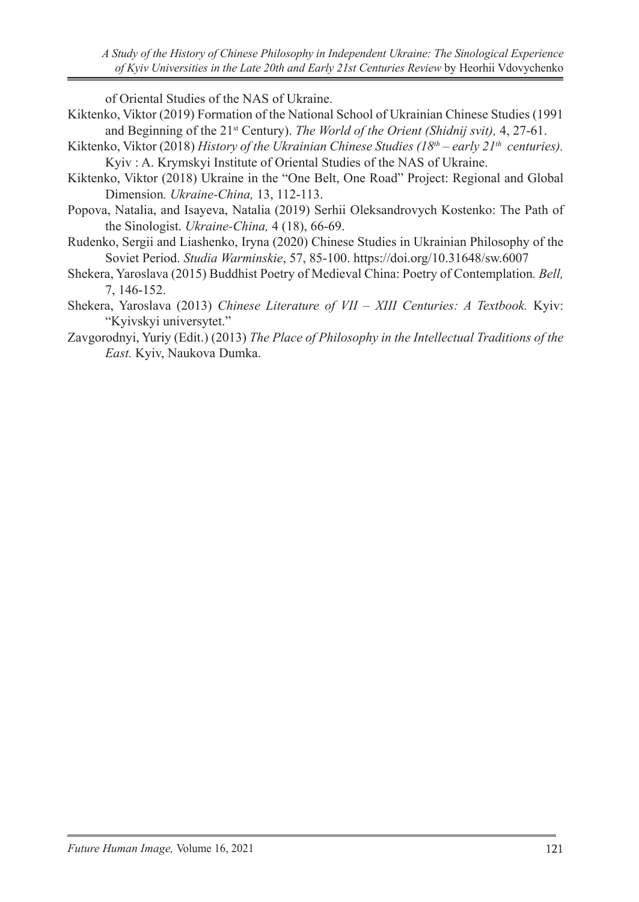of Oriental Studies of the NAS of Ukraine.

Kiktenko, Viktor (2019) Formation of the National School of Ukrainian Chinese Studies (1991 and Beginning of the 21st Century). *The World of the Orient (Shidnij svit),* 4, 27-61.

Kiktenko, Viktor (2018) *History of the Ukrainian Chinese Studies (18th – early 21th centuries).* Kyiv : A. Krymskyi Institute of Oriental Studies of the NAS of Ukraine.

Kiktenko, Viktor (2018) Ukraine in the "One Belt, One Road" Project: Regional and Global Dimension*. Ukraine-China,* 13, 112-113.

Popova, Natalia, and Isayeva, Natalia (2019) Serhii Oleksandrovych Kostenko: The Path of the Sinologist. *Ukraine-China,* 4 (18), 66-69.

Rudenko, Sergii and Liashenko, Iryna (2020) Chinese Studies in Ukrainian Philosophy of the Soviet Period. *Studia Warminskie*, 57, 85-100. https://doi.org/10.31648/sw.6007

Shekera, Yaroslava (2015) Buddhist Poetry of Medieval China: Poetry of Contemplation*. Bell,* 7, 146-152.

Shekera, Yaroslava (2013) *Chinese Literature of VII – XIII Centuries: A Textbook.* Kyiv: "Kyivskyi universytet."

Zavgorodnyi, Yuriy (Edit.) (2013) *The Place of Philosophy in the Intellectual Traditions of the East.* Kyiv, Naukova Dumka.